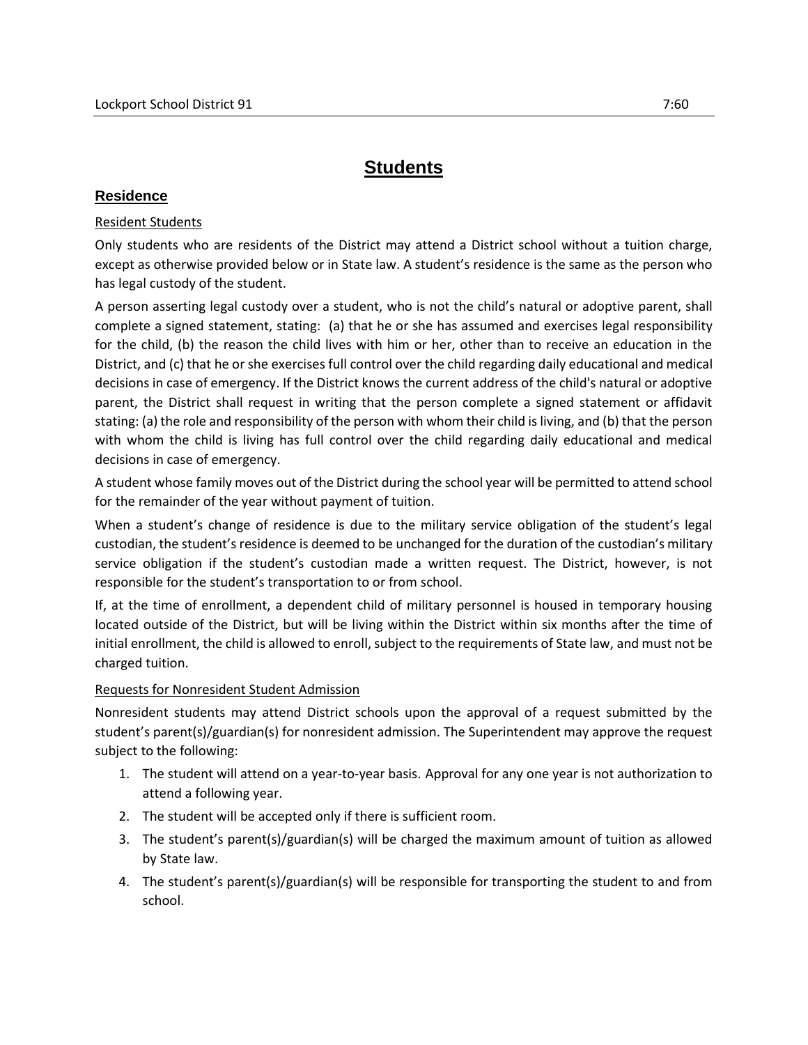# Students

## Residence

Resident Students

Only students who are residents of the District may attend a District school without a tuition charge, except as otherwise provided below or in State law. A student's residence is the same as the person who has legal custody of the student.

A person asserting legal custody over a student, who is not the child's natural or adoptive parent, shall complete a signed statement, stating: (a) that he or she has assumed and exercises legal responsibility for the child, (b) the reason the child lives with him or her, other than to receive an education in the District, and (c) that he or she exercises full control over the child regarding daily educational and medical decisions in case of emergency. If the District knows the current address of the child's natural or adoptive parent, the District shall request in writing that the person complete a signed statement or affidavit stating: (a) the role and responsibility of the person with whom their child is living, and (b) that the person with whom the child is living has full control over the child regarding daily educational and medical decisions in case of emergency.

A student whose family moves out of the District during the school year will be permitted to attend school for the remainder of the year without payment of tuition.

When a student's change of residence is due to the military service obligation of the student's legal custodian, the student's residence is deemed to be unchanged for the duration of the custodian's military service obligation if the student's custodian made a written request. The District, however, is not responsible for the student's transportation to or from school.

If, at the time of enrollment, a dependent child of military personnel is housed in temporary housing located outside of the District, but will be living within the District within six months after the time of initial enrollment, the child is allowed to enroll, subject to the requirements of State law, and must not be charged tuition.

Requests for Nonresident Student Admission

Nonresident students may attend District schools upon the approval of a request submitted by the student's parent(s)/guardian(s) for nonresident admission. The Superintendent may approve the request subject to the following:

1. The student will attend on a year-to-year basis. Approval for any one year is not authorization to attend a following year.
2. The student will be accepted only if there is sufficient room.
3. The student's parent(s)/guardian(s) will be charged the maximum amount of tuition as allowed by State law.
4. The student's parent(s)/guardian(s) will be responsible for transporting the student to and from school.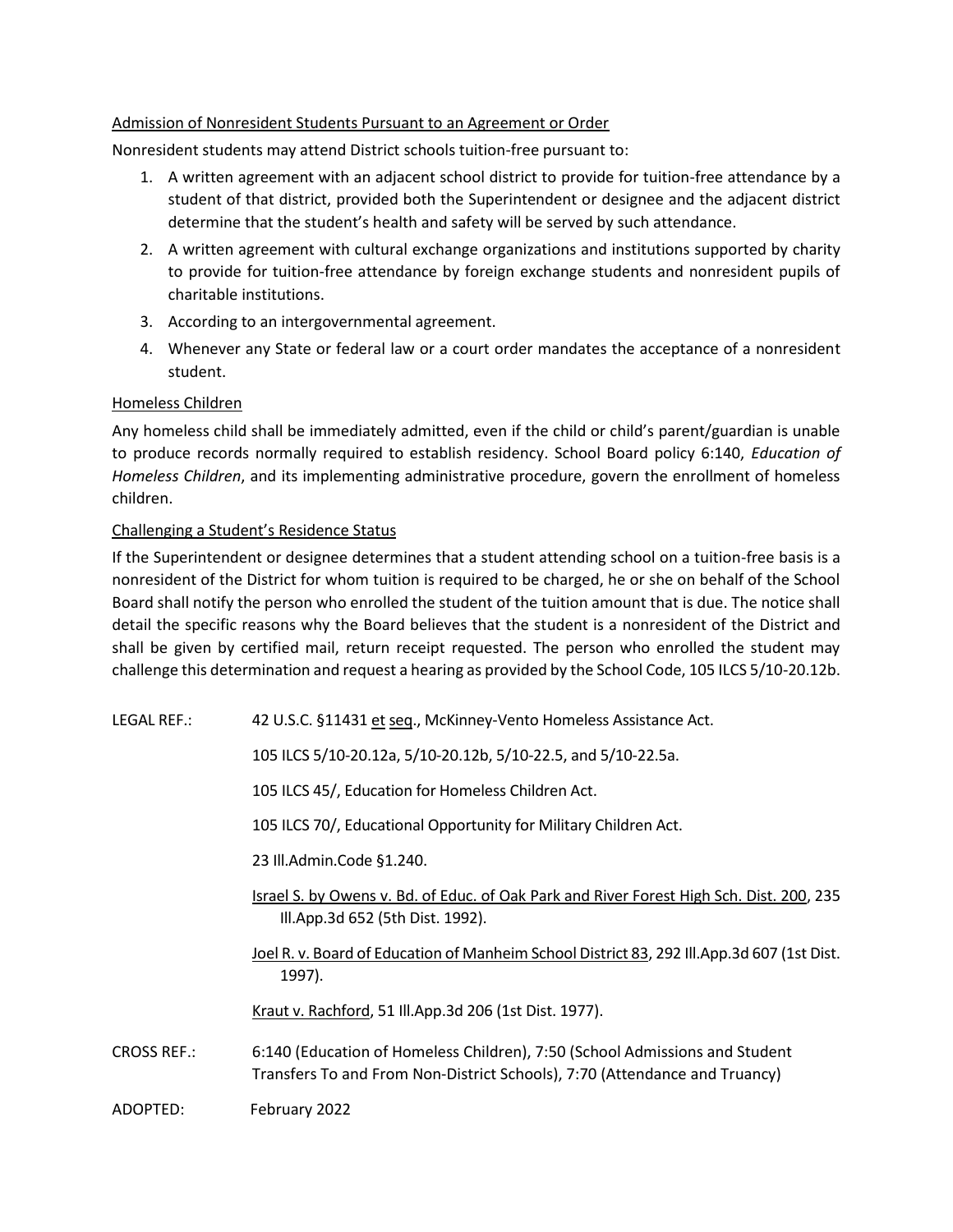Admission of Nonresident Students Pursuant to an Agreement or Order

Nonresident students may attend District schools tuition-free pursuant to:

1. A written agreement with an adjacent school district to provide for tuition-free attendance by a student of that district, provided both the Superintendent or designee and the adjacent district determine that the student's health and safety will be served by such attendance.
2. A written agreement with cultural exchange organizations and institutions supported by charity to provide for tuition-free attendance by foreign exchange students and nonresident pupils of charitable institutions.
3. According to an intergovernmental agreement.
4. Whenever any State or federal law or a court order mandates the acceptance of a nonresident student.

Homeless Children

Any homeless child shall be immediately admitted, even if the child or child's parent/guardian is unable to produce records normally required to establish residency. School Board policy 6:140, *Education of Homeless Children*, and its implementing administrative procedure, govern the enrollment of homeless children.

Challenging a Student's Residence Status

If the Superintendent or designee determines that a student attending school on a tuition-free basis is a nonresident of the District for whom tuition is required to be charged, he or she on behalf of the School Board shall notify the person who enrolled the student of the tuition amount that is due. The notice shall detail the specific reasons why the Board believes that the student is a nonresident of the District and shall be given by certified mail, return receipt requested. The person who enrolled the student may challenge this determination and request a hearing as provided by the School Code, 105 ILCS 5/10-20.12b.

LEGAL REF.: 42 U.S.C. §11431 et seq., McKinney-Vento Homeless Assistance Act.

105 ILCS 5/10-20.12a, 5/10-20.12b, 5/10-22.5, and 5/10-22.5a.

105 ILCS 45/, Education for Homeless Children Act.

105 ILCS 70/, Educational Opportunity for Military Children Act.

23 Ill.Admin.Code §1.240.

Israel S. by Owens v. Bd. of Educ. of Oak Park and River Forest High Sch. Dist. 200, 235 Ill.App.3d 652 (5th Dist. 1992).

Joel R. v. Board of Education of Manheim School District 83, 292 Ill.App.3d 607 (1st Dist. 1997).

Kraut v. Rachford, 51 Ill.App.3d 206 (1st Dist. 1977).

CROSS REF.: 6:140 (Education of Homeless Children), 7:50 (School Admissions and Student Transfers To and From Non-District Schools), 7:70 (Attendance and Truancy)

ADOPTED: February 2022